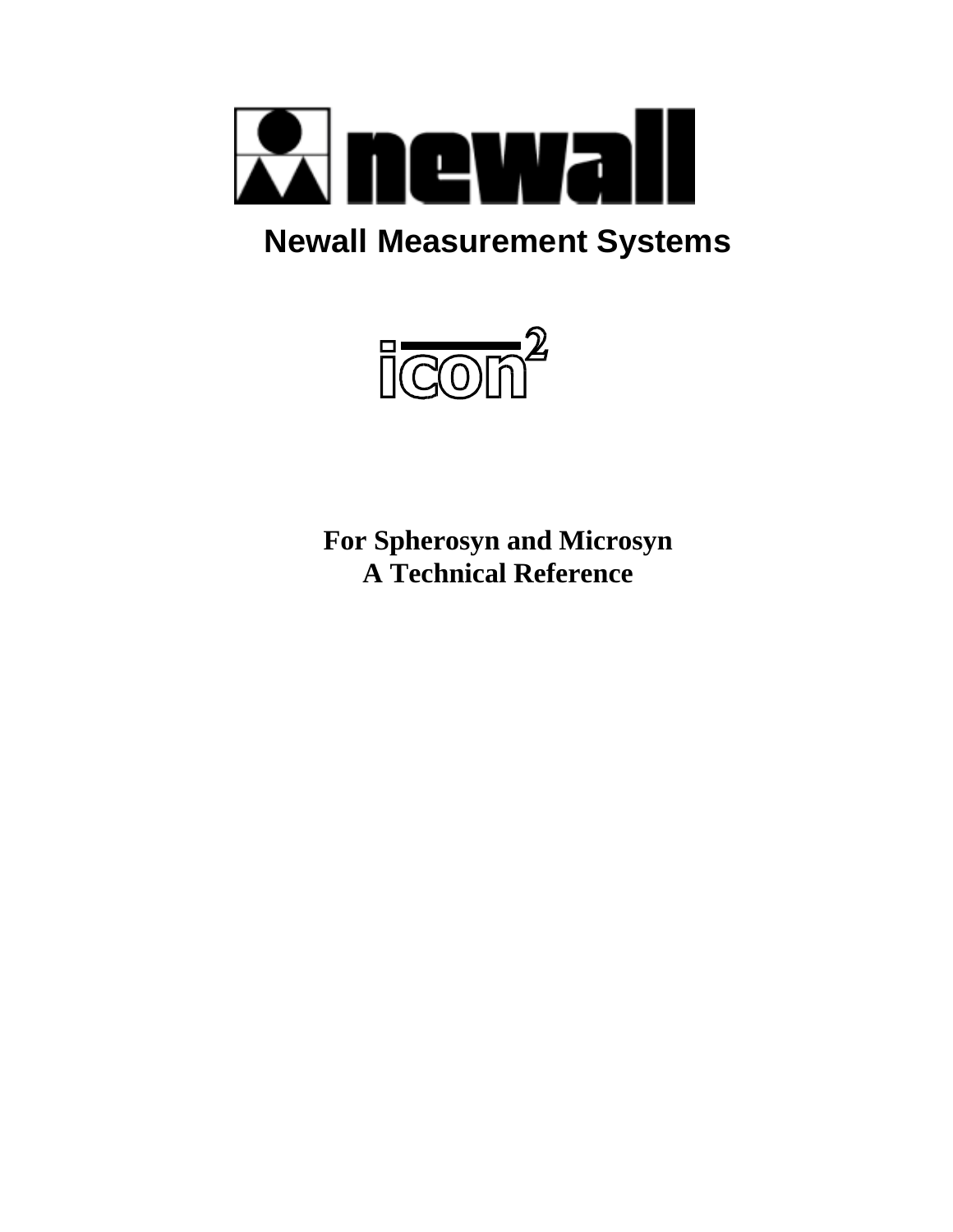# newall

## Newall Measurement Systems

# icon²

**For Spherosyn and Microsyn**
**A Technical Reference**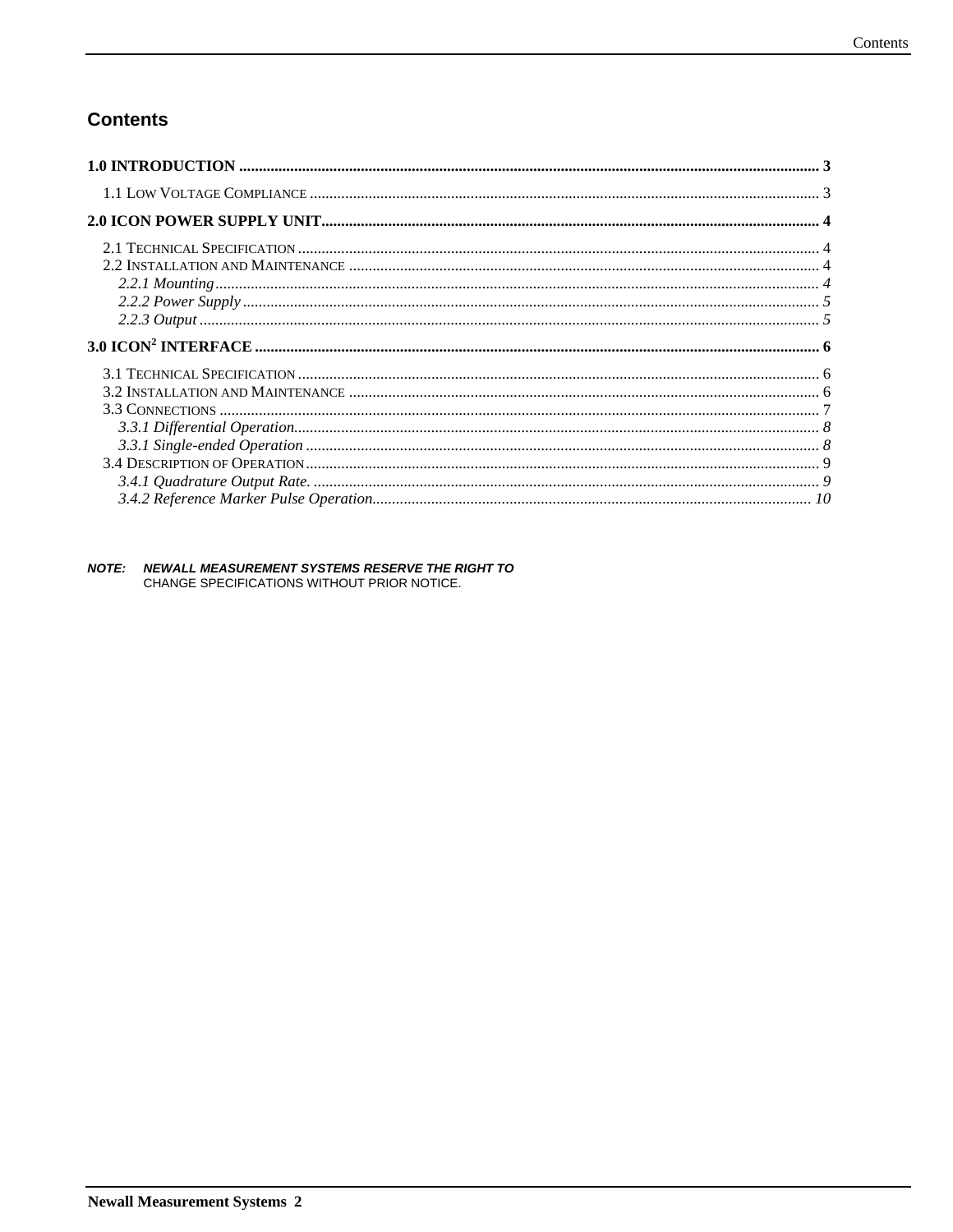# Contents

**1.0 INTRODUCTION** .......... 3

1.1 Low Voltage Compliance .......... 3

**2.0 ICON POWER SUPPLY UNIT** .......... 4

2.1 Technical Specification .......... 4

2.2 Installation and Maintenance .......... 4

*2.2.1 Mounting* .......... 4

*2.2.2 Power Supply* .......... 5

*2.2.3 Output* .......... 5

**3.0 ICON$^2$ INTERFACE** .......... 6

3.1 Technical Specification .......... 6

3.2 Installation and Maintenance .......... 6

3.3 Connections .......... 7

*3.3.1 Differential Operation* .......... 8

*3.3.1 Single-ended Operation* .......... 8

3.4 Description of Operation .......... 9

*3.4.1 Quadrature Output Rate.* .......... 9

*3.4.2 Reference Marker Pulse Operation* .......... 10

***NOTE: NEWALL MEASUREMENT SYSTEMS RESERVE THE RIGHT TO*** CHANGE SPECIFICATIONS WITHOUT PRIOR NOTICE.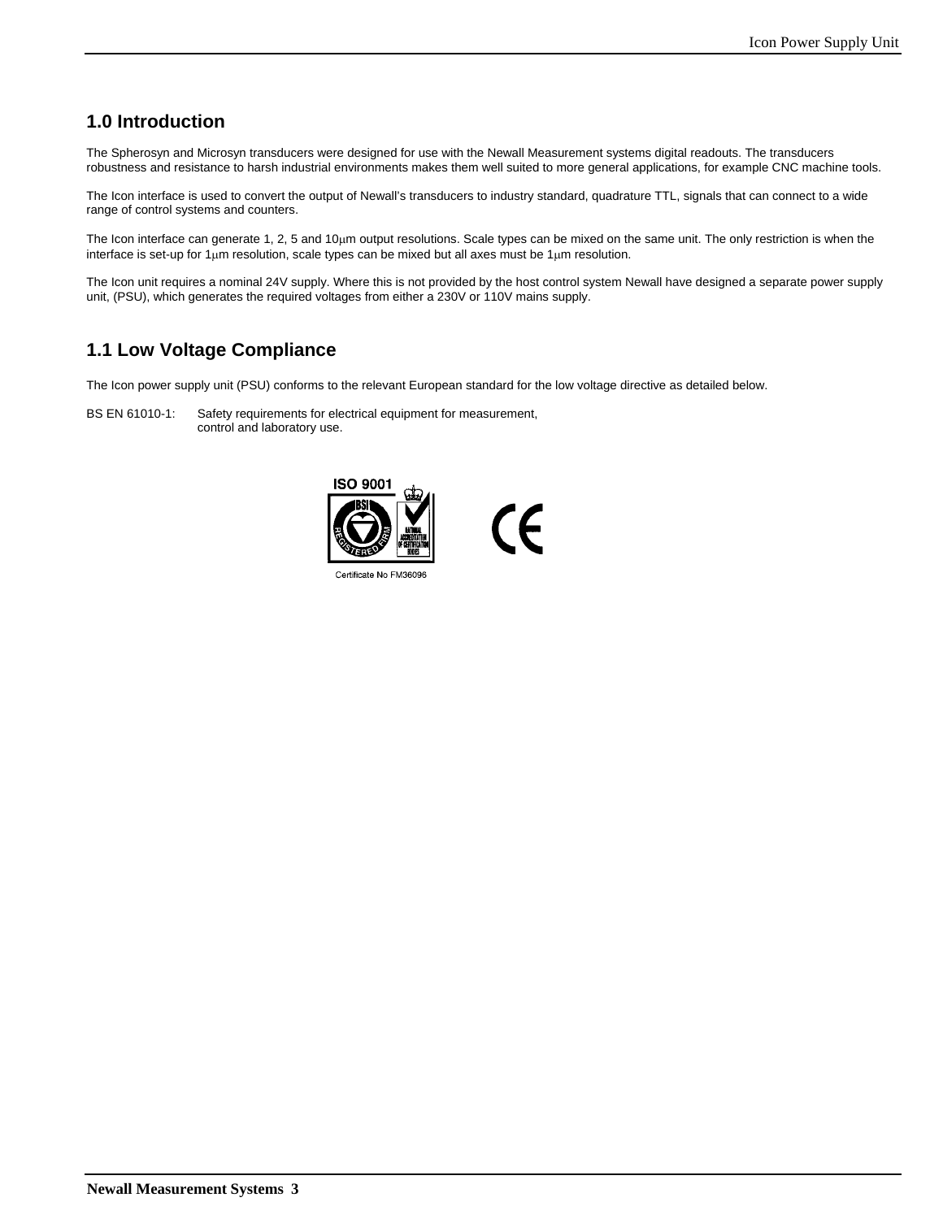## 1.0 Introduction

The Spherosyn and Microsyn transducers were designed for use with the Newall Measurement systems digital readouts. The transducers robustness and resistance to harsh industrial environments makes them well suited to more general applications, for example CNC machine tools.

The Icon interface is used to convert the output of Newall's transducers to industry standard, quadrature TTL, signals that can connect to a wide range of control systems and counters.

The Icon interface can generate 1, 2, 5 and 10μm output resolutions. Scale types can be mixed on the same unit. The only restriction is when the interface is set-up for 1μm resolution, scale types can be mixed but all axes must be 1μm resolution.

The Icon unit requires a nominal 24V supply. Where this is not provided by the host control system Newall have designed a separate power supply unit, (PSU), which generates the required voltages from either a 230V or 110V mains supply.

## 1.1 Low Voltage Compliance

The Icon power supply unit (PSU) conforms to the relevant European standard for the low voltage directive as detailed below.

BS EN 61010-1: Safety requirements for electrical equipment for measurement, control and laboratory use.

ISO 9001

Certificate No FM36096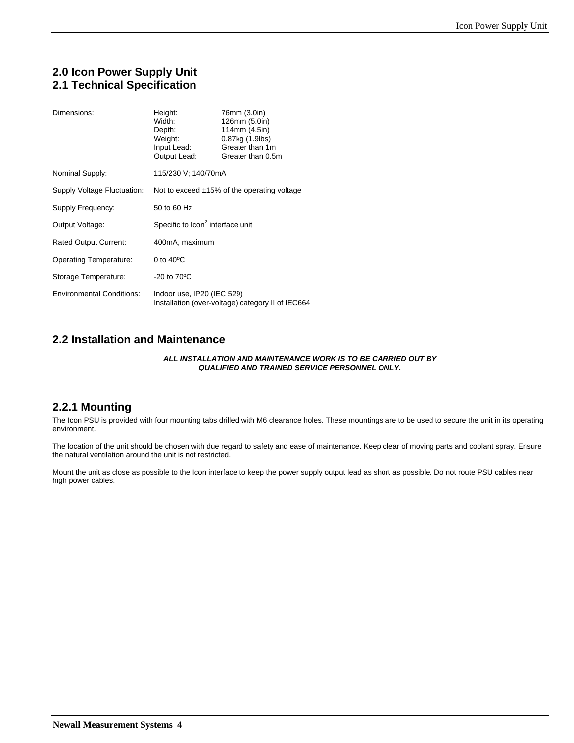## 2.0 Icon Power Supply Unit

## 2.1 Technical Specification

| | | |
|---|---|---|
| Dimensions: | Height: | 76mm (3.0in) |
| | Width: | 126mm (5.0in) |
| | Depth: | 114mm (4.5in) |
| | Weight: | 0.87kg (1.9lbs) |
| | Input Lead: | Greater than 1m |
| | Output Lead: | Greater than 0.5m |
| Nominal Supply: | 115/230 V; 140/70mA | |
| Supply Voltage Fluctuation: | Not to exceed ±15% of the operating voltage | |
| Supply Frequency: | 50 to 60 Hz | |
| Output Voltage: | Specific to Icon$^2$ interface unit | |
| Rated Output Current: | 400mA, maximum | |
| Operating Temperature: | 0 to 40ºC | |
| Storage Temperature: | -20 to 70ºC | |
| Environmental Conditions: | Indoor use, IP20 (IEC 529)<br>Installation (over-voltage) category II of IEC664 | |

## 2.2 Installation and Maintenance

***ALL INSTALLATION AND MAINTENANCE WORK IS TO BE CARRIED OUT BY QUALIFIED AND TRAINED SERVICE PERSONNEL ONLY.***

### 2.2.1 Mounting

The Icon PSU is provided with four mounting tabs drilled with M6 clearance holes. These mountings are to be used to secure the unit in its operating environment.

The location of the unit should be chosen with due regard to safety and ease of maintenance. Keep clear of moving parts and coolant spray. Ensure the natural ventilation around the unit is not restricted.

Mount the unit as close as possible to the Icon interface to keep the power supply output lead as short as possible. Do not route PSU cables near high power cables.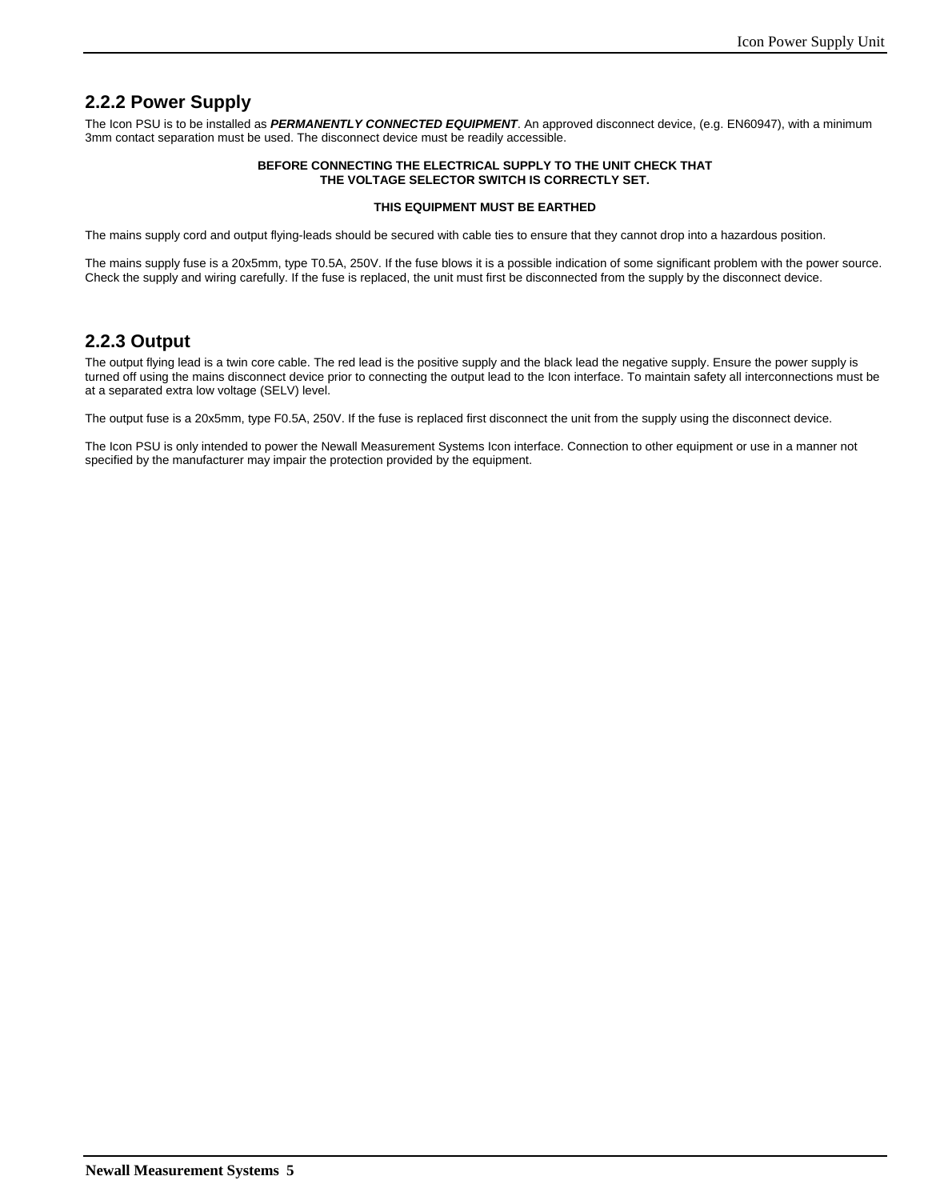## 2.2.2 Power Supply

The Icon PSU is to be installed as ***PERMANENTLY CONNECTED EQUIPMENT***. An approved disconnect device, (e.g. EN60947), with a minimum 3mm contact separation must be used. The disconnect device must be readily accessible.

**BEFORE CONNECTING THE ELECTRICAL SUPPLY TO THE UNIT CHECK THAT THE VOLTAGE SELECTOR SWITCH IS CORRECTLY SET.**

**THIS EQUIPMENT MUST BE EARTHED**

The mains supply cord and output flying-leads should be secured with cable ties to ensure that they cannot drop into a hazardous position.

The mains supply fuse is a 20x5mm, type T0.5A, 250V. If the fuse blows it is a possible indication of some significant problem with the power source. Check the supply and wiring carefully. If the fuse is replaced, the unit must first be disconnected from the supply by the disconnect device.

## 2.2.3 Output

The output flying lead is a twin core cable. The red lead is the positive supply and the black lead the negative supply. Ensure the power supply is turned off using the mains disconnect device prior to connecting the output lead to the Icon interface. To maintain safety all interconnections must be at a separated extra low voltage (SELV) level.

The output fuse is a 20x5mm, type F0.5A, 250V. If the fuse is replaced first disconnect the unit from the supply using the disconnect device.

The Icon PSU is only intended to power the Newall Measurement Systems Icon interface. Connection to other equipment or use in a manner not specified by the manufacturer may impair the protection provided by the equipment.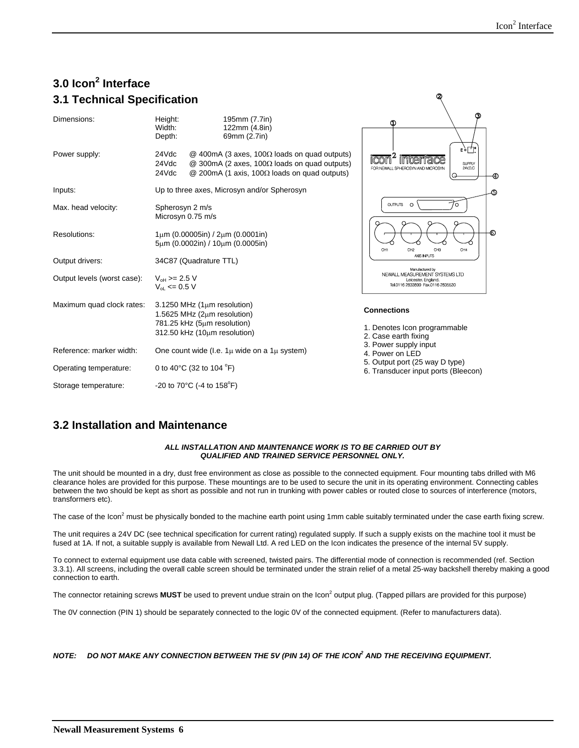## 3.0 Icon$^2$ Interface

### 3.1 Technical Specification

| | |
|---|---|
| Dimensions: | Height: 195mm (7.7in)<br>Width: 122mm (4.8in)<br>Depth: 69mm (2.7in) |
| Power supply: | 24Vdc @ 400mA (3 axes, 100Ω loads on quad outputs)<br>24Vdc @ 300mA (2 axes, 100Ω loads on quad outputs)<br>24Vdc @ 200mA (1 axis, 100Ω loads on quad outputs) |
| Inputs: | Up to three axes, Microsyn and/or Spherosyn |
| Max. head velocity: | Spherosyn 2 m/s<br>Microsyn 0.75 m/s |
| Resolutions: | 1μm (0.00005in) / 2μm (0.0001in)<br>5μm (0.0002in) / 10μm (0.0005in) |
| Output drivers: | 34C87 (Quadrature TTL) |
| Output levels (worst case): | $V_{oH}$ >= 2.5 V<br>$V_{oL}$ <= 0.5 V |
| Maximum quad clock rates: | 3.1250 MHz (1μm resolution)<br>1.5625 MHz (2μm resolution)<br>781.25 kHz (5μm resolution)<br>312.50 kHz (10μm resolution) |
| Reference: marker width: | One count wide (I.e. 1μ wide on a 1μ system) |
| Operating temperature: | 0 to 40°C (32 to 104 °F) |
| Storage temperature: | -20 to 70°C (-4 to 158°F) |

**Connections**

1. Denotes Icon programmable
2. Case earth fixing
3. Power supply input
4. Power on LED
5. Output port (25 way D type)
6. Transducer input ports (Bleecon)

### 3.2 Installation and Maintenance

***ALL INSTALLATION AND MAINTENANCE WORK IS TO BE CARRIED OUT BY QUALIFIED AND TRAINED SERVICE PERSONNEL ONLY.***

The unit should be mounted in a dry, dust free environment as close as possible to the connected equipment. Four mounting tabs drilled with M6 clearance holes are provided for this purpose. These mountings are to be used to secure the unit in its operating environment. Connecting cables between the two should be kept as short as possible and not run in trunking with power cables or routed close to sources of interference (motors, transformers etc).

The case of the Icon$^2$ must be physically bonded to the machine earth point using 1mm cable suitably terminated under the case earth fixing screw.

The unit requires a 24V DC (see technical specification for current rating) regulated supply. If such a supply exists on the machine tool it must be fused at 1A. If not, a suitable supply is available from Newall Ltd. A red LED on the Icon indicates the presence of the internal 5V supply.

To connect to external equipment use data cable with screened, twisted pairs. The differential mode of connection is recommended (ref. Section 3.3.1). All screens, including the overall cable screen should be terminated under the strain relief of a metal 25-way backshell thereby making a good connection to earth.

The connector retaining screws **MUST** be used to prevent undue strain on the Icon$^2$ output plug. (Tapped pillars are provided for this purpose)

The 0V connection (PIN 1) should be separately connected to the logic 0V of the connected equipment. (Refer to manufacturers data).

***NOTE: DO NOT MAKE ANY CONNECTION BETWEEN THE 5V (PIN 14) OF THE ICON$^2$ AND THE RECEIVING EQUIPMENT.***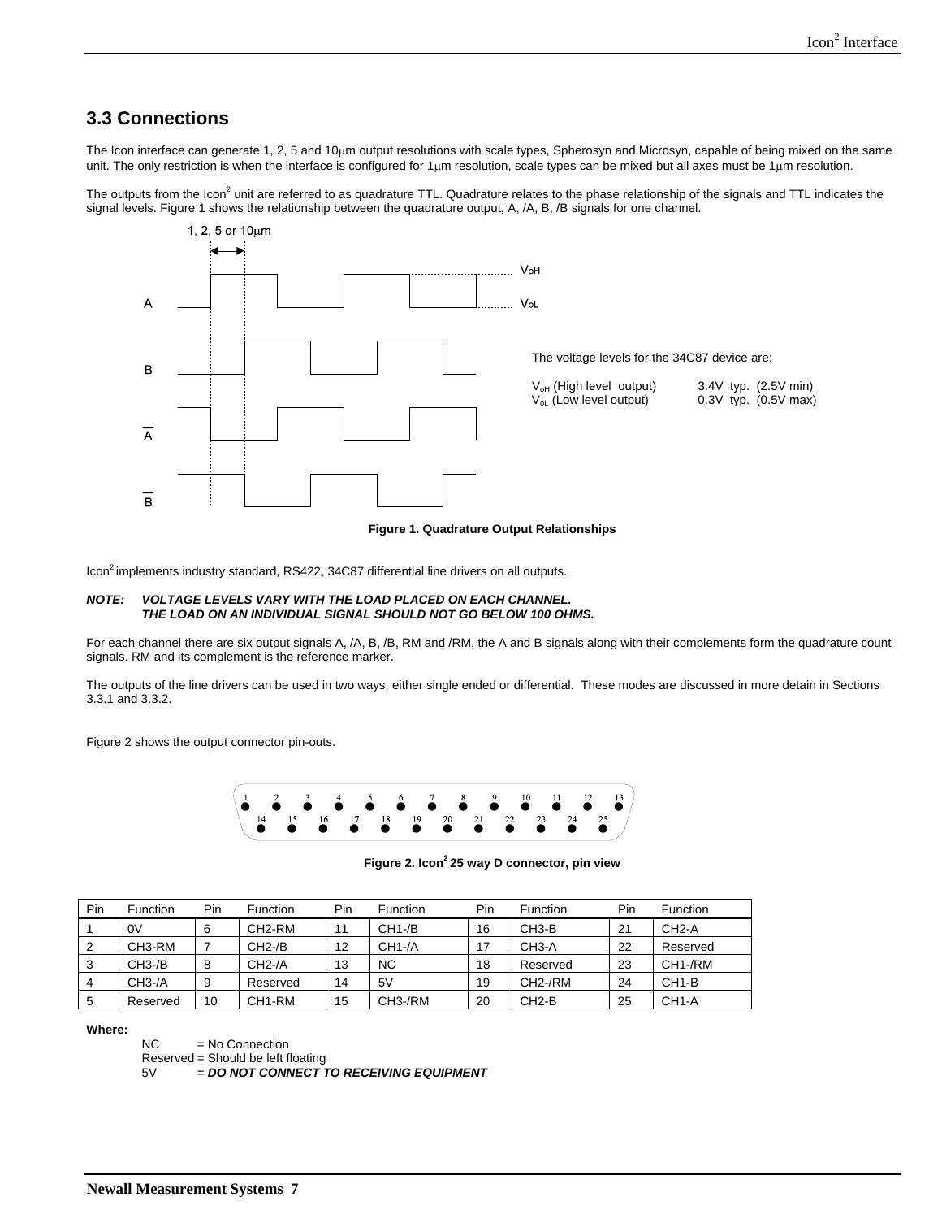## 3.3 Connections

The Icon interface can generate 1, 2, 5 and 10μm output resolutions with scale types, Spherosyn and Microsyn, capable of being mixed on the same unit. The only restriction is when the interface is configured for 1μm resolution, scale types can be mixed but all axes must be 1μm resolution.

The outputs from the Icon[2] unit are referred to as quadrature TTL. Quadrature relates to the phase relationship of the signals and TTL indicates the signal levels. Figure 1 shows the relationship between the quadrature output, A, /A, B, /B signals for one channel.

The voltage levels for the 34C87 device are:

$V_{oH}$ (High level output) 3.4V typ. (2.5V min)
$V_{oL}$ (Low level output) 0.3V typ. (0.5V max)

**Figure 1. Quadrature Output Relationships**

Icon[2] implements industry standard, RS422, 34C87 differential line drivers on all outputs.

***NOTE: VOLTAGE LEVELS VARY WITH THE LOAD PLACED ON EACH CHANNEL. THE LOAD ON AN INDIVIDUAL SIGNAL SHOULD NOT GO BELOW 100 OHMS.***

For each channel there are six output signals A, /A, B, /B, RM and /RM, the A and B signals along with their complements form the quadrature count signals. RM and its complement is the reference marker.

The outputs of the line drivers can be used in two ways, either single ended or differential. These modes are discussed in more detain in Sections 3.3.1 and 3.3.2.

Figure 2 shows the output connector pin-outs.

**Figure 2. Icon[2] 25 way D connector, pin view**

| Pin | Function | Pin | Function | Pin | Function | Pin | Function | Pin | Function |
|---|---|---|---|---|---|---|---|---|---|
| 1 | 0V | 6 | CH2-RM | 11 | CH1-/B | 16 | CH3-B | 21 | CH2-A |
| 2 | CH3-RM | 7 | CH2-/B | 12 | CH1-/A | 17 | CH3-A | 22 | Reserved |
| 3 | CH3-/B | 8 | CH2-/A | 13 | NC | 18 | Reserved | 23 | CH1-/RM |
| 4 | CH3-/A | 9 | Reserved | 14 | 5V | 19 | CH2-/RM | 24 | CH1-B |
| 5 | Reserved | 10 | CH1-RM | 15 | CH3-/RM | 20 | CH2-B | 25 | CH1-A |

**Where:**

NC = No Connection
Reserved = Should be left floating
5V = ***DO NOT CONNECT TO RECEIVING EQUIPMENT***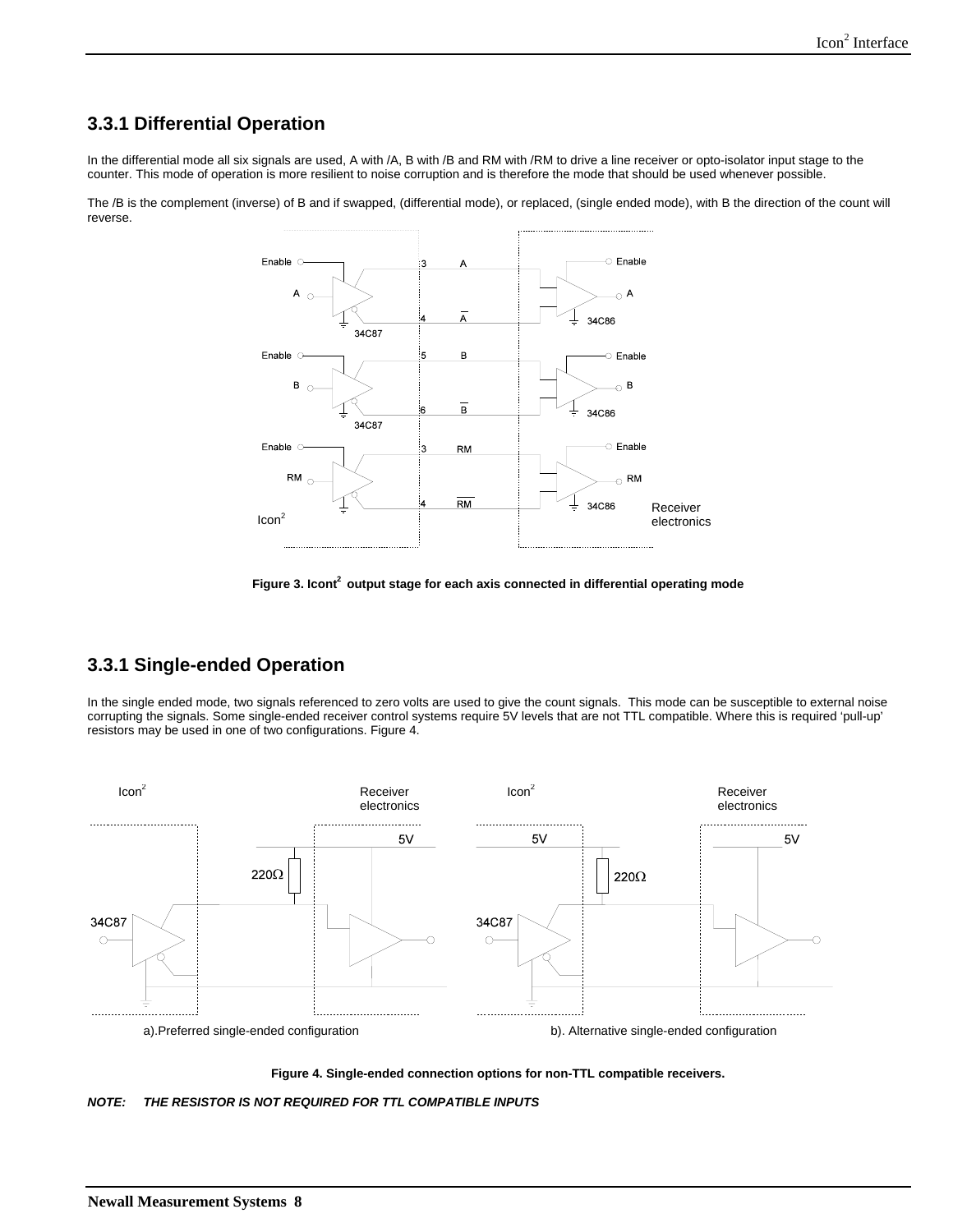## 3.3.1 Differential Operation

In the differential mode all six signals are used, A with /A, B with /B and RM with /RM to drive a line receiver or opto-isolator input stage to the counter. This mode of operation is more resilient to noise corruption and is therefore the mode that should be used whenever possible.

The /B is the complement (inverse) of B and if swapped, (differential mode), or replaced, (single ended mode), with B the direction of the count will reverse.

**Figure 3. Icont² output stage for each axis connected in differential operating mode**

## 3.3.1 Single-ended Operation

In the single ended mode, two signals referenced to zero volts are used to give the count signals. This mode can be susceptible to external noise corrupting the signals. Some single-ended receiver control systems require 5V levels that are not TTL compatible. Where this is required 'pull-up' resistors may be used in one of two configurations. Figure 4.

a).Preferred single-ended configuration

b). Alternative single-ended configuration

**Figure 4. Single-ended connection options for non-TTL compatible receivers.**

***NOTE: THE RESISTOR IS NOT REQUIRED FOR TTL COMPATIBLE INPUTS***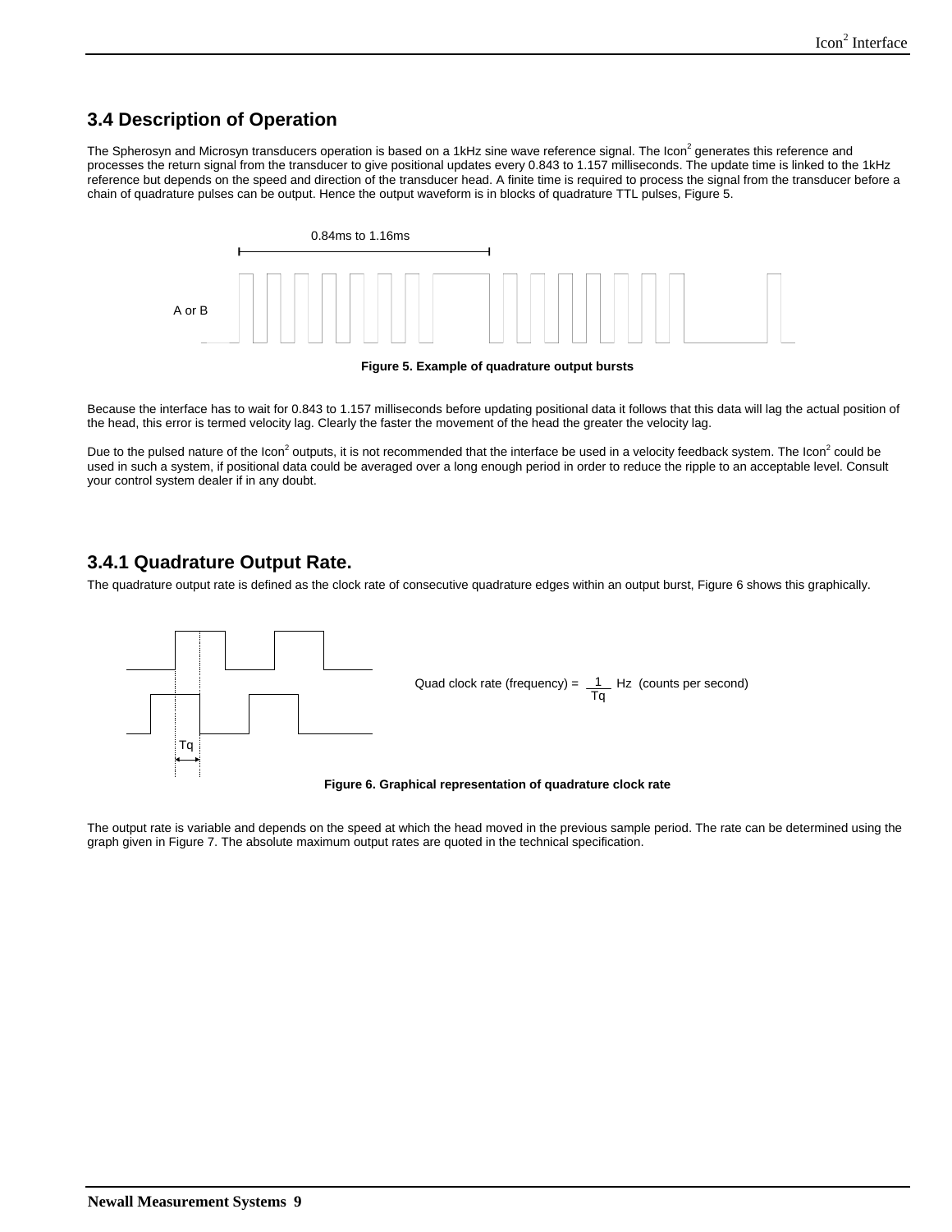## 3.4 Description of Operation

The Spherosyn and Microsyn transducers operation is based on a 1kHz sine wave reference signal. The Icon$^2$ generates this reference and processes the return signal from the transducer to give positional updates every 0.843 to 1.157 milliseconds. The update time is linked to the 1kHz reference but depends on the speed and direction of the transducer head. A finite time is required to process the signal from the transducer before a chain of quadrature pulses can be output. Hence the output waveform is in blocks of quadrature TTL pulses, Figure 5.

0.84ms to 1.16ms

A or B

**Figure 5. Example of quadrature output bursts**

Because the interface has to wait for 0.843 to 1.157 milliseconds before updating positional data it follows that this data will lag the actual position of the head, this error is termed velocity lag. Clearly the faster the movement of the head the greater the velocity lag.

Due to the pulsed nature of the Icon$^2$ outputs, it is not recommended that the interface be used in a velocity feedback system. The Icon$^2$ could be used in such a system, if positional data could be averaged over a long enough period in order to reduce the ripple to an acceptable level. Consult your control system dealer if in any doubt.

### 3.4.1 Quadrature Output Rate.

The quadrature output rate is defined as the clock rate of consecutive quadrature edges within an output burst, Figure 6 shows this graphically.

Tq

Quad clock rate (frequency) = $\frac{1}{Tq}$ Hz (counts per second)

**Figure 6. Graphical representation of quadrature clock rate**

The output rate is variable and depends on the speed at which the head moved in the previous sample period. The rate can be determined using the graph given in Figure 7. The absolute maximum output rates are quoted in the technical specification.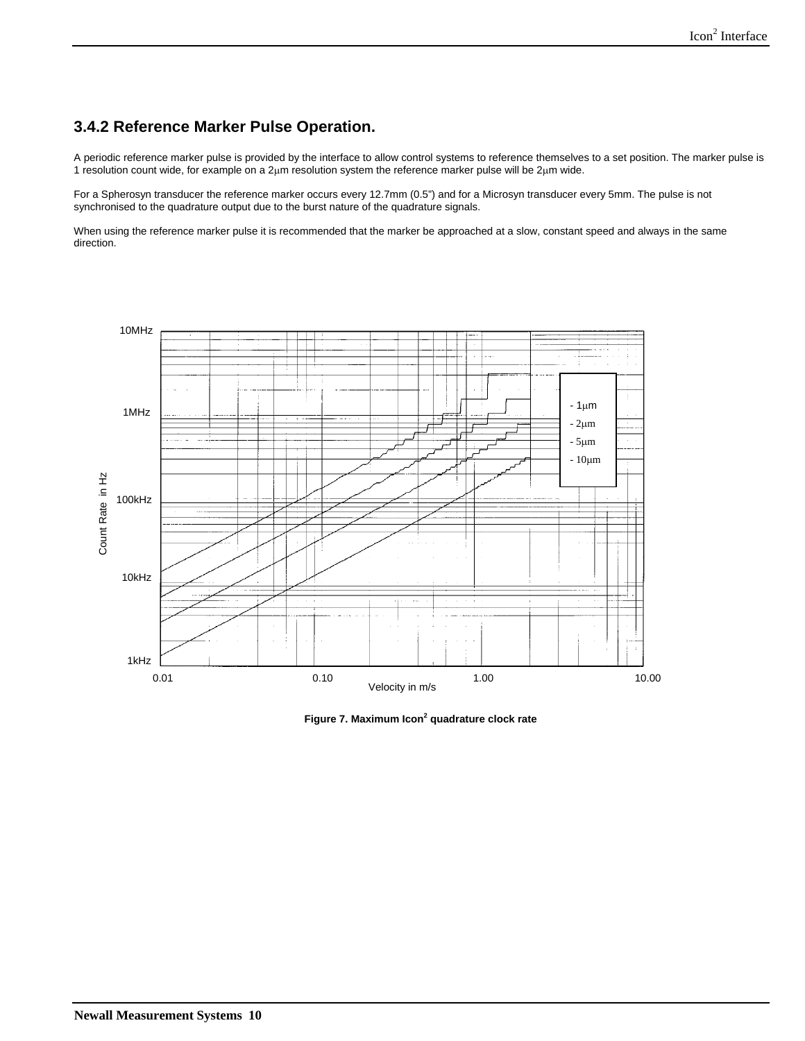### 3.4.2 Reference Marker Pulse Operation.

A periodic reference marker pulse is provided by the interface to allow control systems to reference themselves to a set position. The marker pulse is 1 resolution count wide, for example on a 2μm resolution system the reference marker pulse will be 2μm wide.

For a Spherosyn transducer the reference marker occurs every 12.7mm (0.5") and for a Microsyn transducer every 5mm. The pulse is not synchronised to the quadrature output due to the burst nature of the quadrature signals.

When using the reference marker pulse it is recommended that the marker be approached at a slow, constant speed and always in the same direction.

**Figure 7. Maximum Icon[2] quadrature clock rate**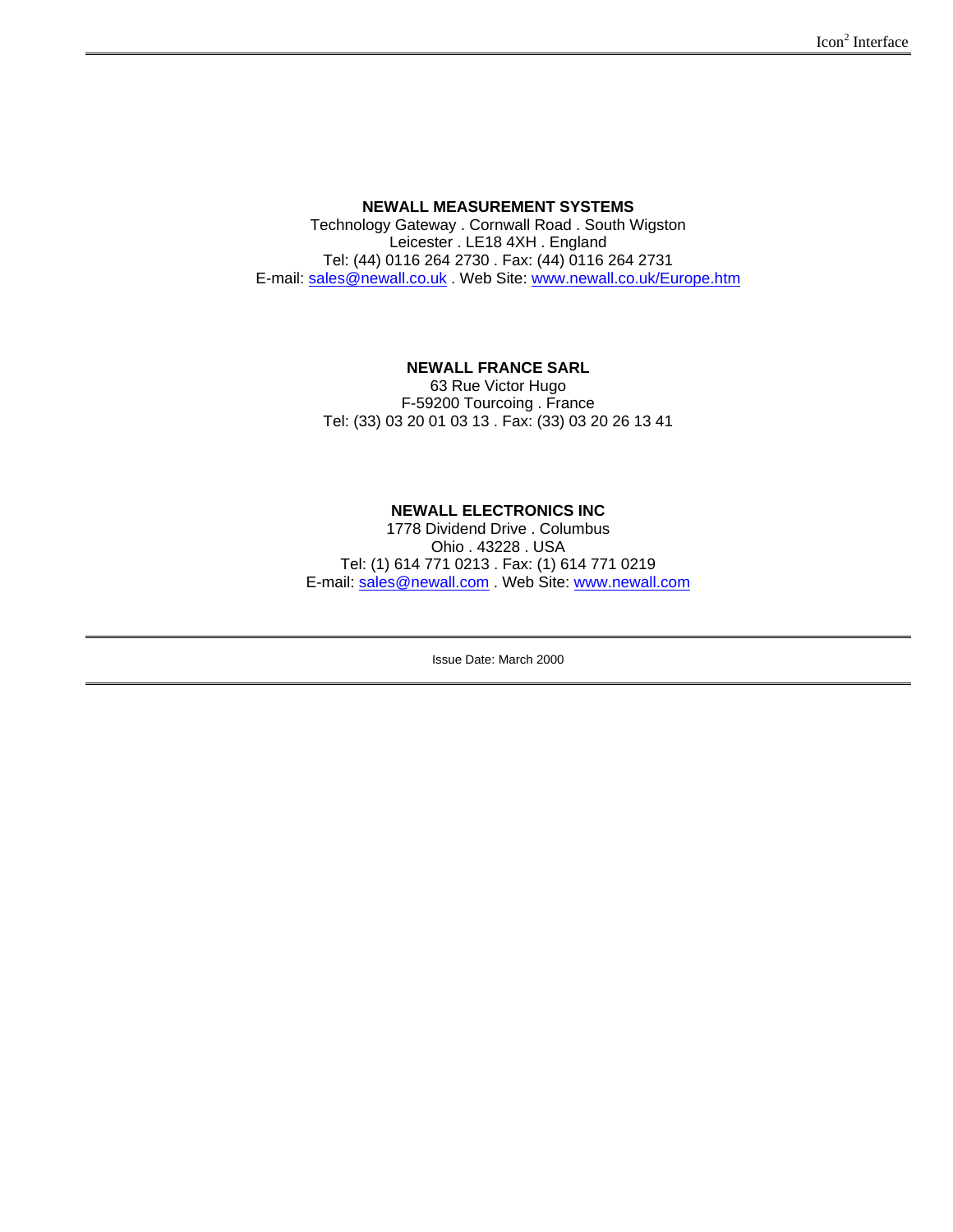**NEWALL MEASUREMENT SYSTEMS**
Technology Gateway . Cornwall Road . South Wigston
Leicester . LE18 4XH . England
Tel: (44) 0116 264 2730 . Fax: (44) 0116 264 2731
E-mail: sales@newall.co.uk . Web Site: www.newall.co.uk/Europe.htm

**NEWALL FRANCE SARL**
63 Rue Victor Hugo
F-59200 Tourcoing . France
Tel: (33) 03 20 01 03 13 . Fax: (33) 03 20 26 13 41

**NEWALL ELECTRONICS INC**
1778 Dividend Drive . Columbus
Ohio . 43228 . USA
Tel: (1) 614 771 0213 . Fax: (1) 614 771 0219
E-mail: sales@newall.com . Web Site: www.newall.com

Issue Date: March 2000